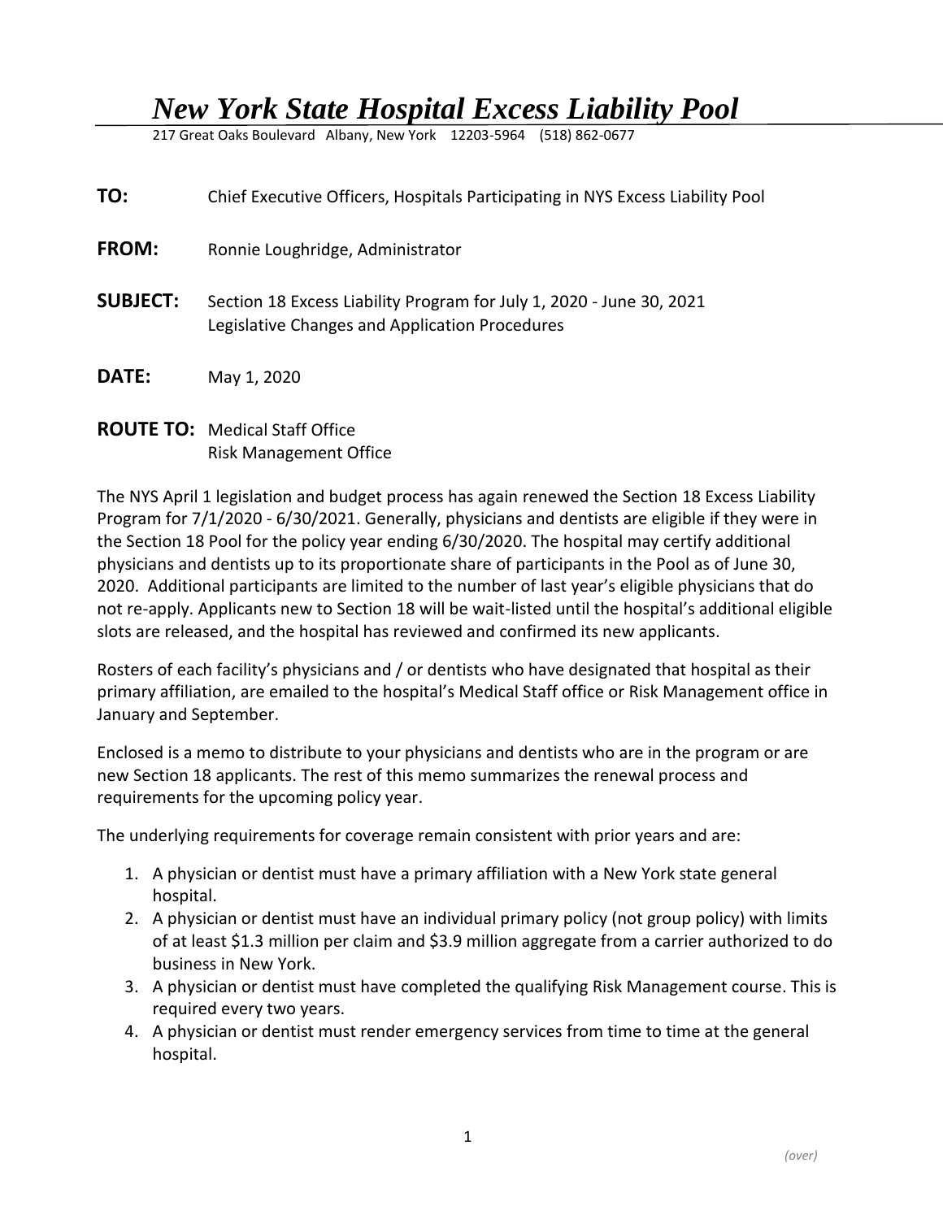# *New York State Hospital Excess Liability Pool*

217 Great Oaks Boulevard Albany, New York 12203-5964 (518) 862-0677

**TO:** Chief Executive Officers, Hospitals Participating in NYS Excess Liability Pool

**FROM:** Ronnie Loughridge, Administrator

**SUBJECT:** Section 18 Excess Liability Program for July 1, 2020 - June 30, 2021
Legislative Changes and Application Procedures

**DATE:** May 1, 2020

**ROUTE TO:** Medical Staff Office
Risk Management Office

The NYS April 1 legislation and budget process has again renewed the Section 18 Excess Liability Program for 7/1/2020 - 6/30/2021. Generally, physicians and dentists are eligible if they were in the Section 18 Pool for the policy year ending 6/30/2020. The hospital may certify additional physicians and dentists up to its proportionate share of participants in the Pool as of June 30, 2020. Additional participants are limited to the number of last year's eligible physicians that do not re-apply. Applicants new to Section 18 will be wait-listed until the hospital's additional eligible slots are released, and the hospital has reviewed and confirmed its new applicants.

Rosters of each facility's physicians and / or dentists who have designated that hospital as their primary affiliation, are emailed to the hospital's Medical Staff office or Risk Management office in January and September.

Enclosed is a memo to distribute to your physicians and dentists who are in the program or are new Section 18 applicants. The rest of this memo summarizes the renewal process and requirements for the upcoming policy year.

The underlying requirements for coverage remain consistent with prior years and are:

1. A physician or dentist must have a primary affiliation with a New York state general hospital.
2. A physician or dentist must have an individual primary policy (not group policy) with limits of at least $1.3 million per claim and $3.9 million aggregate from a carrier authorized to do business in New York.
3. A physician or dentist must have completed the qualifying Risk Management course. This is required every two years.
4. A physician or dentist must render emergency services from time to time at the general hospital.

*(over)*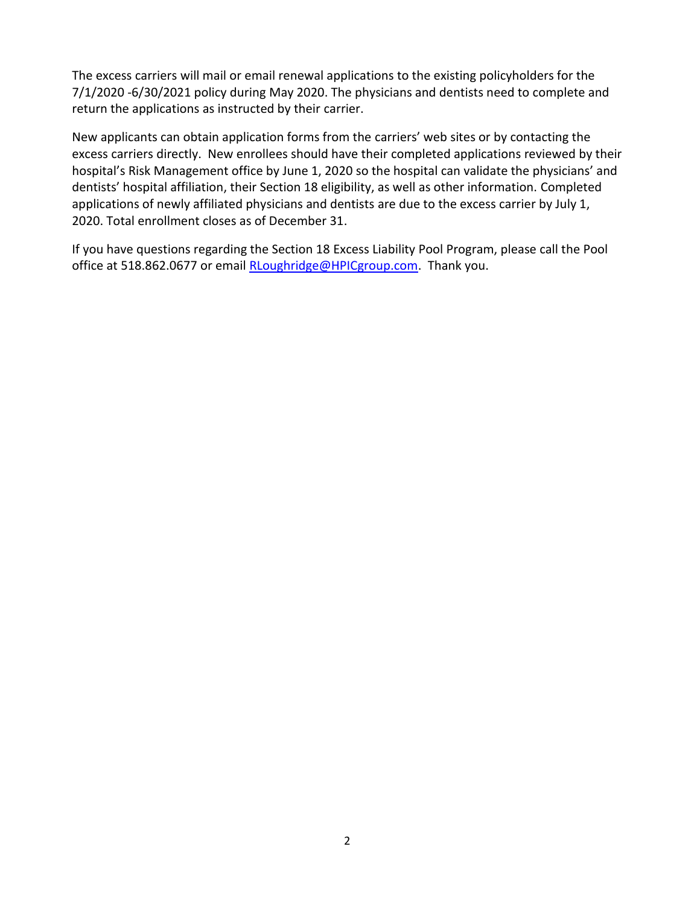The excess carriers will mail or email renewal applications to the existing policyholders for the 7/1/2020 -6/30/2021 policy during May 2020. The physicians and dentists need to complete and return the applications as instructed by their carrier.

New applicants can obtain application forms from the carriers' web sites or by contacting the excess carriers directly. New enrollees should have their completed applications reviewed by their hospital's Risk Management office by June 1, 2020 so the hospital can validate the physicians' and dentists' hospital affiliation, their Section 18 eligibility, as well as other information. Completed applications of newly affiliated physicians and dentists are due to the excess carrier by July 1, 2020. Total enrollment closes as of December 31.

If you have questions regarding the Section 18 Excess Liability Pool Program, please call the Pool office at 518.862.0677 or email RLoughridge@HPICgroup.com. Thank you.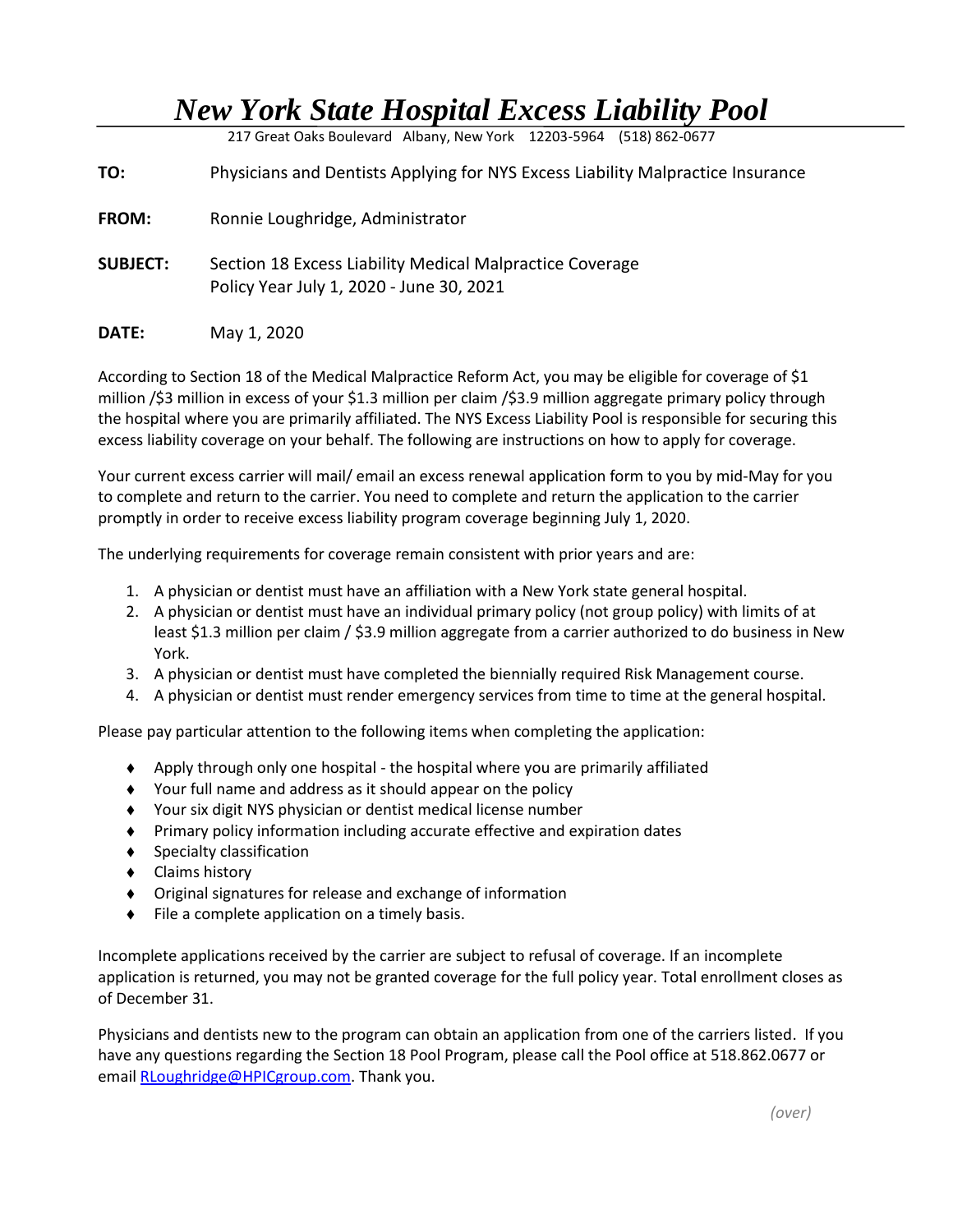# *New York State Hospital Excess Liability Pool*

217 Great Oaks Boulevard Albany, New York 12203-5964 (518) 862-0677

**TO:** Physicians and Dentists Applying for NYS Excess Liability Malpractice Insurance

**FROM:** Ronnie Loughridge, Administrator

**SUBJECT:** Section 18 Excess Liability Medical Malpractice Coverage
Policy Year July 1, 2020 - June 30, 2021

**DATE:** May 1, 2020

According to Section 18 of the Medical Malpractice Reform Act, you may be eligible for coverage of $1 million /$3 million in excess of your $1.3 million per claim /$3.9 million aggregate primary policy through the hospital where you are primarily affiliated. The NYS Excess Liability Pool is responsible for securing this excess liability coverage on your behalf. The following are instructions on how to apply for coverage.

Your current excess carrier will mail/ email an excess renewal application form to you by mid-May for you to complete and return to the carrier. You need to complete and return the application to the carrier promptly in order to receive excess liability program coverage beginning July 1, 2020.

The underlying requirements for coverage remain consistent with prior years and are:

1. A physician or dentist must have an affiliation with a New York state general hospital.
2. A physician or dentist must have an individual primary policy (not group policy) with limits of at least $1.3 million per claim / $3.9 million aggregate from a carrier authorized to do business in New York.
3. A physician or dentist must have completed the biennially required Risk Management course.
4. A physician or dentist must render emergency services from time to time at the general hospital.

Please pay particular attention to the following items when completing the application:

- Apply through only one hospital - the hospital where you are primarily affiliated
- Your full name and address as it should appear on the policy
- Your six digit NYS physician or dentist medical license number
- Primary policy information including accurate effective and expiration dates
- Specialty classification
- Claims history
- Original signatures for release and exchange of information
- File a complete application on a timely basis.

Incomplete applications received by the carrier are subject to refusal of coverage. If an incomplete application is returned, you may not be granted coverage for the full policy year. Total enrollment closes as of December 31.

Physicians and dentists new to the program can obtain an application from one of the carriers listed. If you have any questions regarding the Section 18 Pool Program, please call the Pool office at 518.862.0677 or email RLoughridge@HPICgroup.com. Thank you.

*(over)*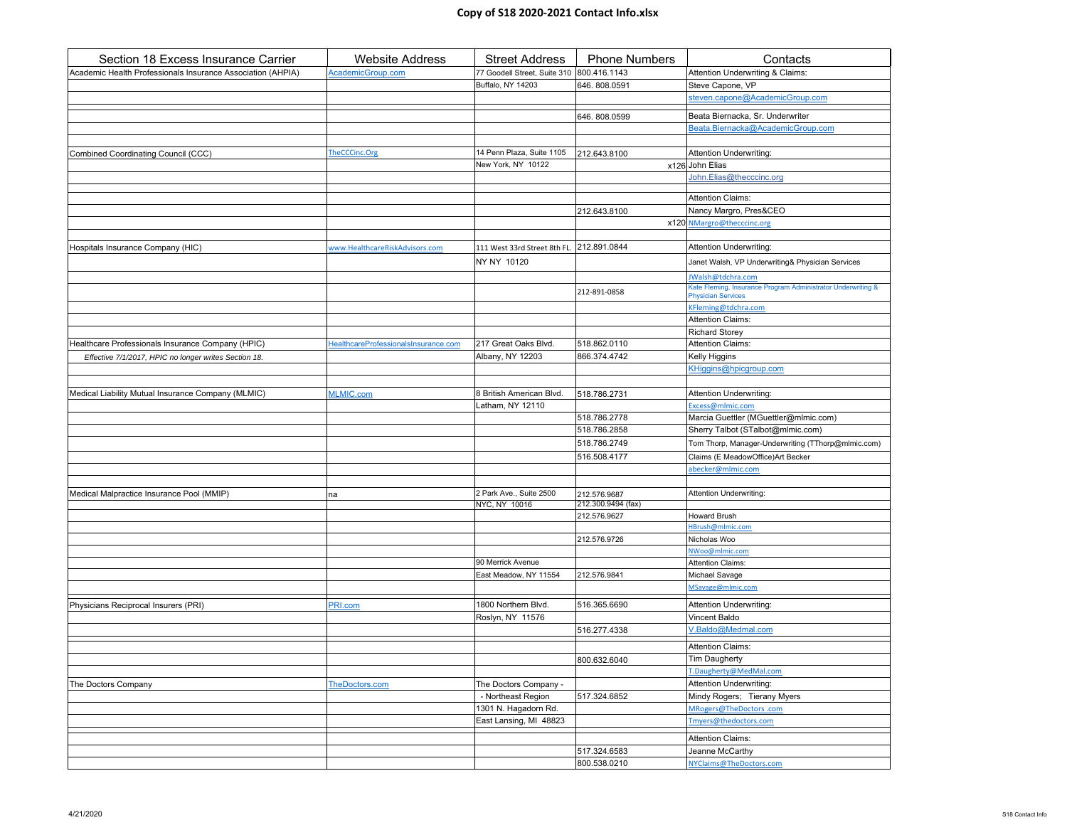# Copy of S18 2020-2021 Contact Info.xlsx

| Section 18 Excess Insurance Carrier | Website Address | Street Address | Phone Numbers | Contacts |
|---|---|---|---|---|
| Academic Health Professionals Insurance Association (AHPIA) | AcademicGroup.com | 77 Goodell Street, Suite 310 | 800.416.1143 | Attention Underwriting & Claims: |
| | | Buffalo, NY 14203 | 646. 808.0591 | Steve Capone, VP |
| | | | | steven.capone@AcademicGroup.com |
| | | | | |
| | | | 646. 808.0599 | Beata Biernacka, Sr. Underwriter |
| | | | | Beata.Biernacka@AcademicGroup.com |
| | | | | |
| Combined Coordinating Council (CCC) | TheCCCinc.Org | 14 Penn Plaza, Suite 1105 | 212.643.8100 | Attention Underwriting: |
| | | New York, NY 10122 | x126 | John Elias |
| | | | | John.Elias@thecccinc.org |
| | | | | |
| | | | | Attention Claims: |
| | | | 212.643.8100 | Nancy Margro, Pres&CEO |
| | | | x120 | NMargro@thecccinc.org |
| | | | | |
| Hospitals Insurance Company (HIC) | www.HealthcareRiskAdvisors.com | 111 West 33rd Street 8th FL. | 212.891.0844 | Attention Underwriting: |
| | | NY NY 10120 | | Janet Walsh, VP Underwriting& Physician Services |
| | | | | JWalsh@tdchra.com |
| | | | 212-891-0858 | Kate Fleming, Insurance Program Administrator Underwriting & Physician Services |
| | | | | KFleming@tdchra.com |
| | | | | Attention Claims: |
| | | | | Richard Storey |
| Healthcare Professionals Insurance Company (HPIC) | HealthcareProfessionalsInsurance.com | 217 Great Oaks Blvd. | 518.862.0110 | Attention Claims: |
| *Effective 7/1/2017, HPIC no longer writes Section 18.* | | Albany, NY 12203 | 866.374.4742 | Kelly Higgins |
| | | | | KHiggins@hpicgroup.com |
| | | | | |
| Medical Liability Mutual Insurance Company (MLMIC) | MLMIC.com | 8 British American Blvd. | 518.786.2731 | Attention Underwriting: |
| | | Latham, NY 12110 | | Excess@mlmic.com |
| | | | 518.786.2778 | Marcia Guettler (MGuettler@mlmic.com) |
| | | | 518.786.2858 | Sherry Talbot (STalbot@mlmic.com) |
| | | | 518.786.2749 | Tom Thorp, Manager-Underwriting (TThorp@mlmic.com) |
| | | | 516.508.4177 | Claims (E MeadowOffice)Art Becker |
| | | | | abecker@mlmic.com |
| | | | | |
| Medical Malpractice Insurance Pool (MMIP) | na | 2 Park Ave., Suite 2500 | 212.576.9687 | Attention Underwriting: |
| | | NYC, NY 10016 | 212.300.9494 (fax) | |
| | | | 212.576.9627 | Howard Brush |
| | | | | HBrush@mlmic.com |
| | | | 212.576.9726 | Nicholas Woo |
| | | | | NWoo@mlmic.com |
| | | 90 Merrick Avenue | | Attention Claims: |
| | | East Meadow, NY 11554 | 212.576.9841 | Michael Savage |
| | | | | MSavage@mlmic.com |
| | | | | |
| Physicians Reciprocal Insurers (PRI) | PRI.com | 1800 Northern Blvd. | 516.365.6690 | Attention Underwriting: |
| | | Roslyn, NY 11576 | | Vincent Baldo |
| | | | 516.277.4338 | V.Baldo@Medmal.com |
| | | | | |
| | | | | Attention Claims: |
| | | | 800.632.6040 | Tim Daugherty |
| | | | | T.Daugherty@MedMal.com |
| The Doctors Company | TheDoctors.com | The Doctors Company - | | Attention Underwriting: |
| | | - Northeast Region | 517.324.6852 | Mindy Rogers; Tierany Myers |
| | | 1301 N. Hagadorn Rd. | | MRogers@TheDoctors .com |
| | | East Lansing, MI 48823 | | Tmyers@thedoctors.com |
| | | | | |
| | | | | Attention Claims: |
| | | | 517.324.6583 | Jeanne McCarthy |
| | | | 800.538.0210 | NYClaims@TheDoctors.com |